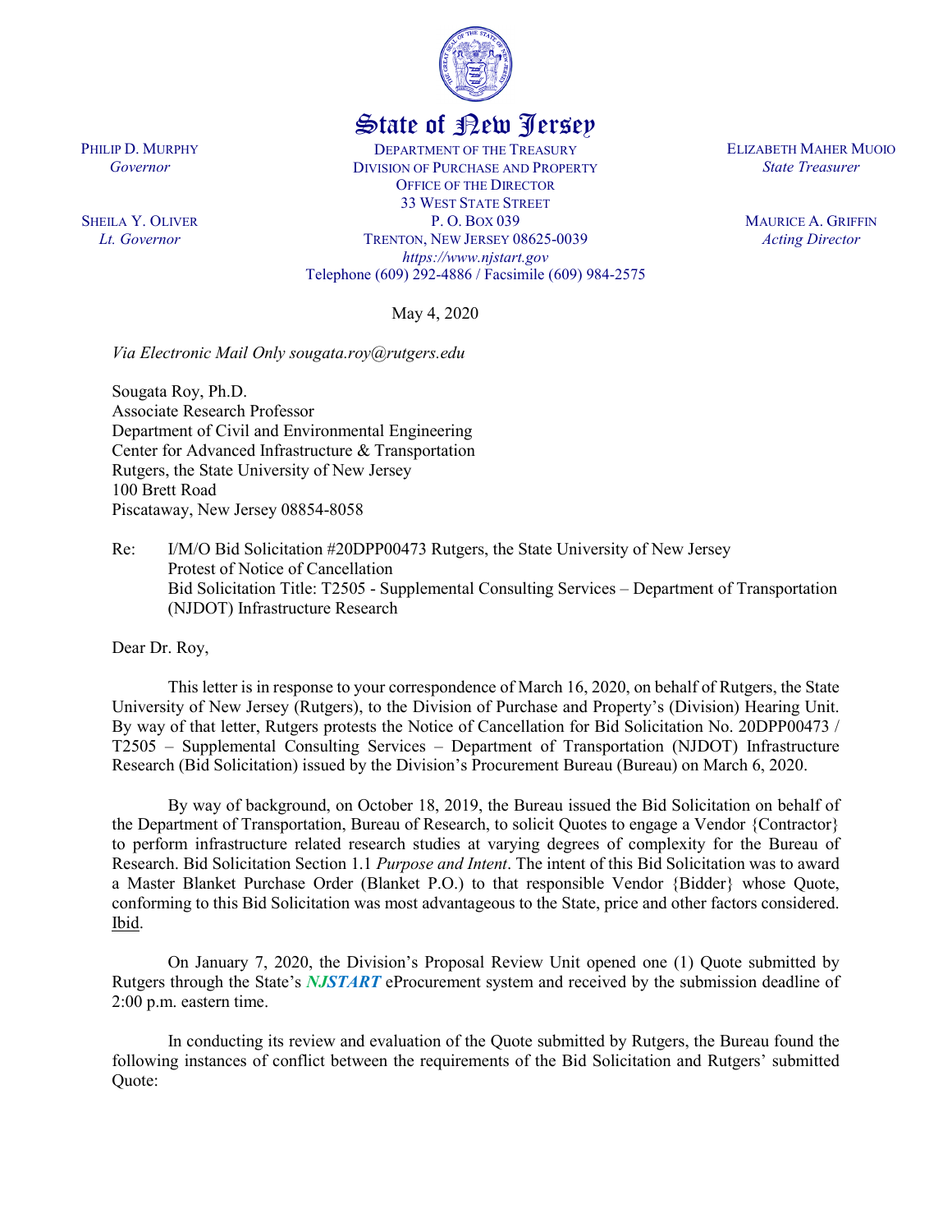# State of New Jersey

PHILIP D. MURPHY
*Governor*

SHEILA Y. OLIVER
*Lt. Governor*

DEPARTMENT OF THE TREASURY
DIVISION OF PURCHASE AND PROPERTY
OFFICE OF THE DIRECTOR
33 WEST STATE STREET
P. O. BOX 039
TRENTON, NEW JERSEY 08625-0039
*https://www.njstart.gov*
Telephone (609) 292-4886 / Facsimile (609) 984-2575

ELIZABETH MAHER MUOIO
*State Treasurer*

MAURICE A. GRIFFIN
*Acting Director*

May 4, 2020

*Via Electronic Mail Only sougata.roy@rutgers.edu*

Sougata Roy, Ph.D.
Associate Research Professor
Department of Civil and Environmental Engineering
Center for Advanced Infrastructure & Transportation
Rutgers, the State University of New Jersey
100 Brett Road
Piscataway, New Jersey 08854-8058

Re: I/M/O Bid Solicitation #20DPP00473 Rutgers, the State University of New Jersey
Protest of Notice of Cancellation
Bid Solicitation Title: T2505 - Supplemental Consulting Services – Department of Transportation (NJDOT) Infrastructure Research

Dear Dr. Roy,

This letter is in response to your correspondence of March 16, 2020, on behalf of Rutgers, the State University of New Jersey (Rutgers), to the Division of Purchase and Property's (Division) Hearing Unit. By way of that letter, Rutgers protests the Notice of Cancellation for Bid Solicitation No. 20DPP00473 / T2505 – Supplemental Consulting Services – Department of Transportation (NJDOT) Infrastructure Research (Bid Solicitation) issued by the Division's Procurement Bureau (Bureau) on March 6, 2020.

By way of background, on October 18, 2019, the Bureau issued the Bid Solicitation on behalf of the Department of Transportation, Bureau of Research, to solicit Quotes to engage a Vendor {Contractor} to perform infrastructure related research studies at varying degrees of complexity for the Bureau of Research. Bid Solicitation Section 1.1 *Purpose and Intent*. The intent of this Bid Solicitation was to award a Master Blanket Purchase Order (Blanket P.O.) to that responsible Vendor {Bidder} whose Quote, conforming to this Bid Solicitation was most advantageous to the State, price and other factors considered. Ibid.

On January 7, 2020, the Division's Proposal Review Unit opened one (1) Quote submitted by Rutgers through the State's ***NJSTART*** eProcurement system and received by the submission deadline of 2:00 p.m. eastern time.

In conducting its review and evaluation of the Quote submitted by Rutgers, the Bureau found the following instances of conflict between the requirements of the Bid Solicitation and Rutgers' submitted Quote: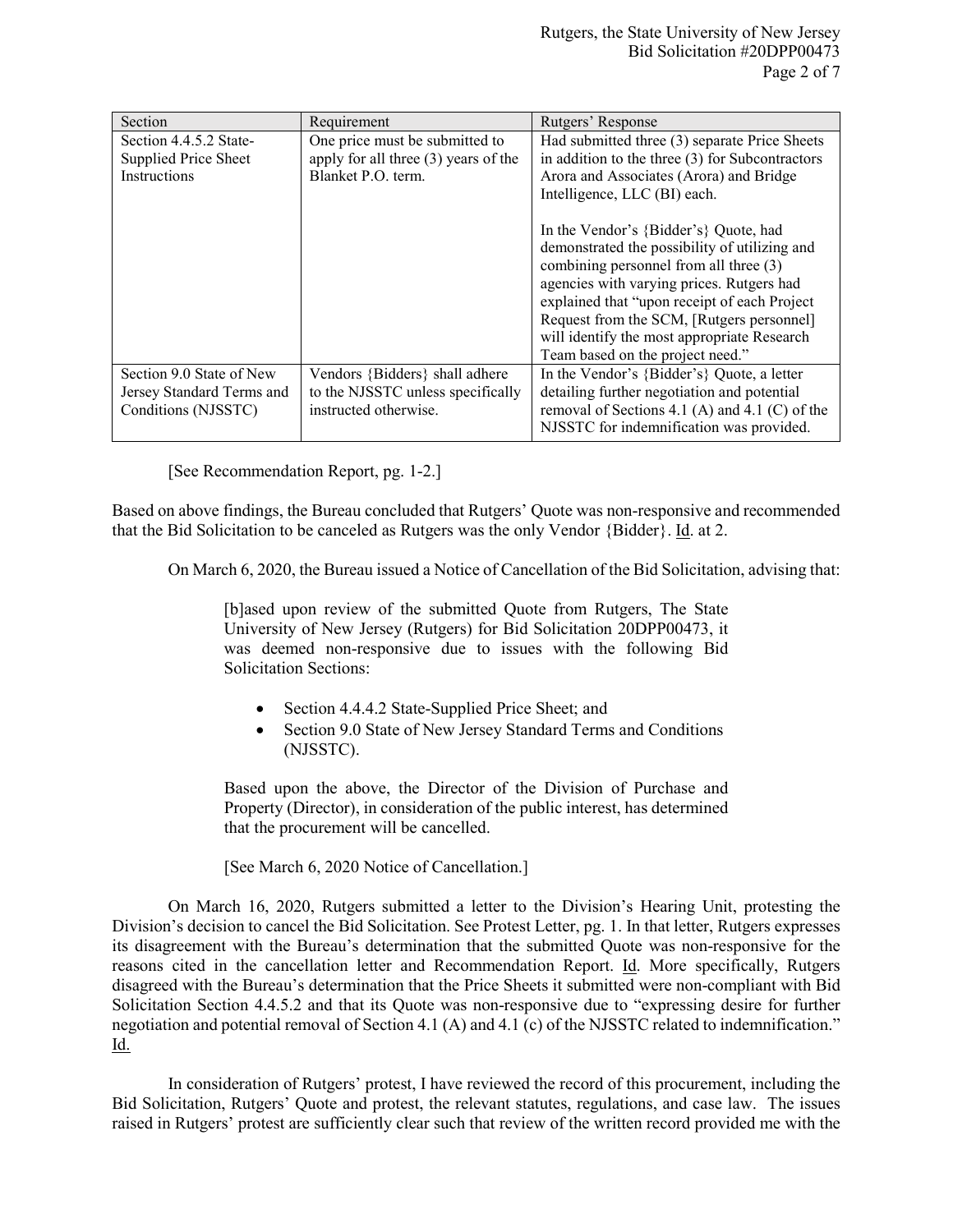| Section | Requirement | Rutgers' Response |
| --- | --- | --- |
| Section 4.4.5.2 State-Supplied Price Sheet Instructions | One price must be submitted to apply for all three (3) years of the Blanket P.O. term. | Had submitted three (3) separate Price Sheets in addition to the three (3) for Subcontractors Arora and Associates (Arora) and Bridge Intelligence, LLC (BI) each.<br><br>In the Vendor's {Bidder's} Quote, had demonstrated the possibility of utilizing and combining personnel from all three (3) agencies with varying prices. Rutgers had explained that "upon receipt of each Project Request from the SCM, [Rutgers personnel] will identify the most appropriate Research Team based on the project need." |
| Section 9.0 State of New Jersey Standard Terms and Conditions (NJSSTC) | Vendors {Bidders} shall adhere to the NJSSTC unless specifically instructed otherwise. | In the Vendor's {Bidder's} Quote, a letter detailing further negotiation and potential removal of Sections 4.1 (A) and 4.1 (C) of the NJSSTC for indemnification was provided. |

[See Recommendation Report, pg. 1-2.]

Based on above findings, the Bureau concluded that Rutgers' Quote was non-responsive and recommended that the Bid Solicitation to be canceled as Rutgers was the only Vendor {Bidder}. Id. at 2.

On March 6, 2020, the Bureau issued a Notice of Cancellation of the Bid Solicitation, advising that:

> [b]ased upon review of the submitted Quote from Rutgers, The State University of New Jersey (Rutgers) for Bid Solicitation 20DPP00473, it was deemed non-responsive due to issues with the following Bid Solicitation Sections:
>
> - Section 4.4.4.2 State-Supplied Price Sheet; and
> - Section 9.0 State of New Jersey Standard Terms and Conditions (NJSSTC).
>
> Based upon the above, the Director of the Division of Purchase and Property (Director), in consideration of the public interest, has determined that the procurement will be cancelled.
>
> [See March 6, 2020 Notice of Cancellation.]

On March 16, 2020, Rutgers submitted a letter to the Division's Hearing Unit, protesting the Division's decision to cancel the Bid Solicitation. See Protest Letter, pg. 1. In that letter, Rutgers expresses its disagreement with the Bureau's determination that the submitted Quote was non-responsive for the reasons cited in the cancellation letter and Recommendation Report. Id. More specifically, Rutgers disagreed with the Bureau's determination that the Price Sheets it submitted were non-compliant with Bid Solicitation Section 4.4.5.2 and that its Quote was non-responsive due to "expressing desire for further negotiation and potential removal of Section 4.1 (A) and 4.1 (c) of the NJSSTC related to indemnification." Id.

In consideration of Rutgers' protest, I have reviewed the record of this procurement, including the Bid Solicitation, Rutgers' Quote and protest, the relevant statutes, regulations, and case law. The issues raised in Rutgers' protest are sufficiently clear such that review of the written record provided me with the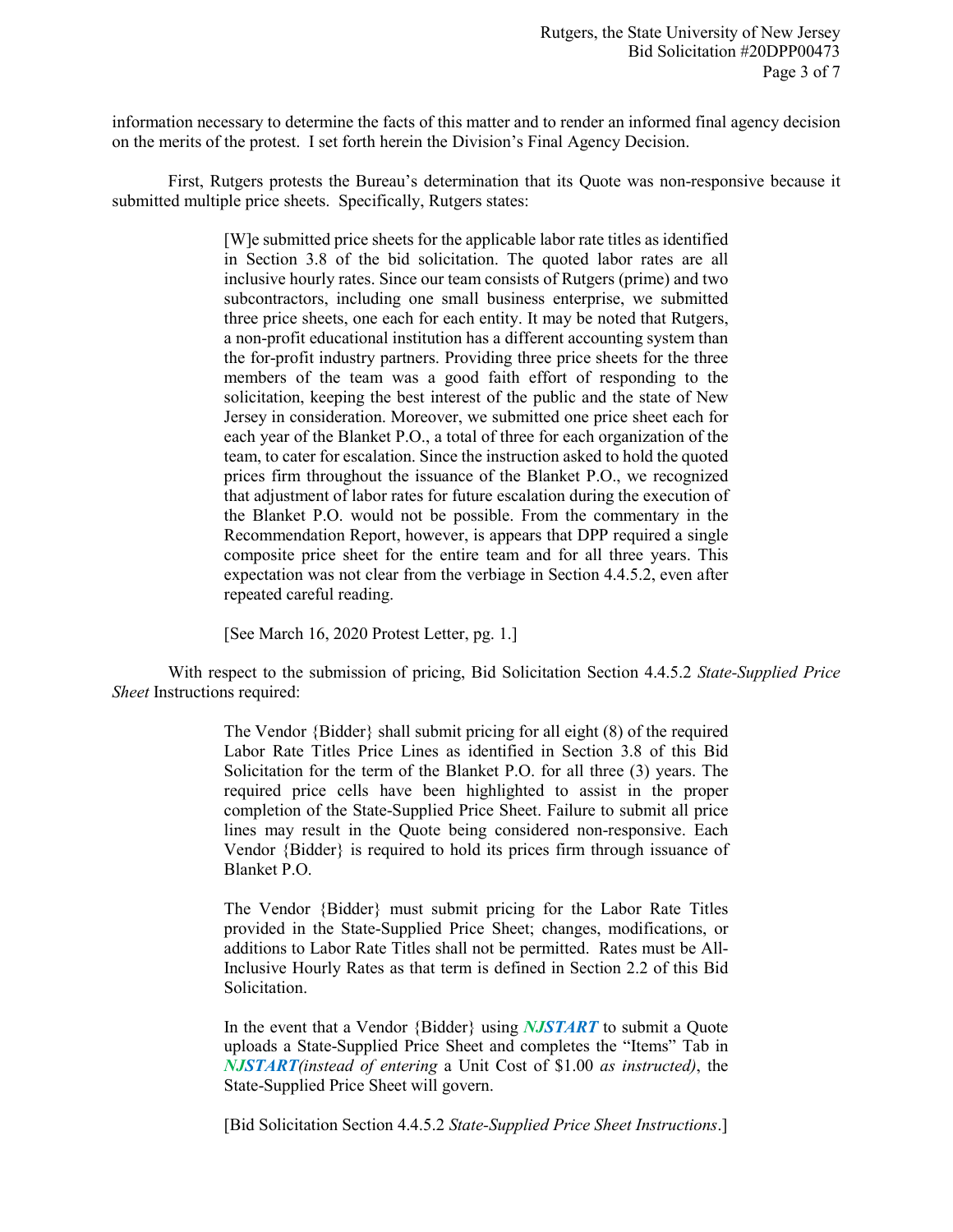information necessary to determine the facts of this matter and to render an informed final agency decision on the merits of the protest. I set forth herein the Division's Final Agency Decision.

First, Rutgers protests the Bureau's determination that its Quote was non-responsive because it submitted multiple price sheets. Specifically, Rutgers states:

> [W]e submitted price sheets for the applicable labor rate titles as identified in Section 3.8 of the bid solicitation. The quoted labor rates are all inclusive hourly rates. Since our team consists of Rutgers (prime) and two subcontractors, including one small business enterprise, we submitted three price sheets, one each for each entity. It may be noted that Rutgers, a non-profit educational institution has a different accounting system than the for-profit industry partners. Providing three price sheets for the three members of the team was a good faith effort of responding to the solicitation, keeping the best interest of the public and the state of New Jersey in consideration. Moreover, we submitted one price sheet each for each year of the Blanket P.O., a total of three for each organization of the team, to cater for escalation. Since the instruction asked to hold the quoted prices firm throughout the issuance of the Blanket P.O., we recognized that adjustment of labor rates for future escalation during the execution of the Blanket P.O. would not be possible. From the commentary in the Recommendation Report, however, is appears that DPP required a single composite price sheet for the entire team and for all three years. This expectation was not clear from the verbiage in Section 4.4.5.2, even after repeated careful reading.
>
> [See March 16, 2020 Protest Letter, pg. 1.]

With respect to the submission of pricing, Bid Solicitation Section 4.4.5.2 *State-Supplied Price Sheet* Instructions required:

> The Vendor {Bidder} shall submit pricing for all eight (8) of the required Labor Rate Titles Price Lines as identified in Section 3.8 of this Bid Solicitation for the term of the Blanket P.O. for all three (3) years. The required price cells have been highlighted to assist in the proper completion of the State-Supplied Price Sheet. Failure to submit all price lines may result in the Quote being considered non-responsive. Each Vendor {Bidder} is required to hold its prices firm through issuance of Blanket P.O.
>
> The Vendor {Bidder} must submit pricing for the Labor Rate Titles provided in the State-Supplied Price Sheet; changes, modifications, or additions to Labor Rate Titles shall not be permitted. Rates must be All-Inclusive Hourly Rates as that term is defined in Section 2.2 of this Bid Solicitation.
>
> In the event that a Vendor {Bidder} using ***NJSTART*** to submit a Quote uploads a State-Supplied Price Sheet and completes the "Items" Tab in ***NJSTART****(instead of entering* a Unit Cost of \$1.00 *as instructed)*, the State-Supplied Price Sheet will govern.
>
> [Bid Solicitation Section 4.4.5.2 *State-Supplied Price Sheet Instructions*.]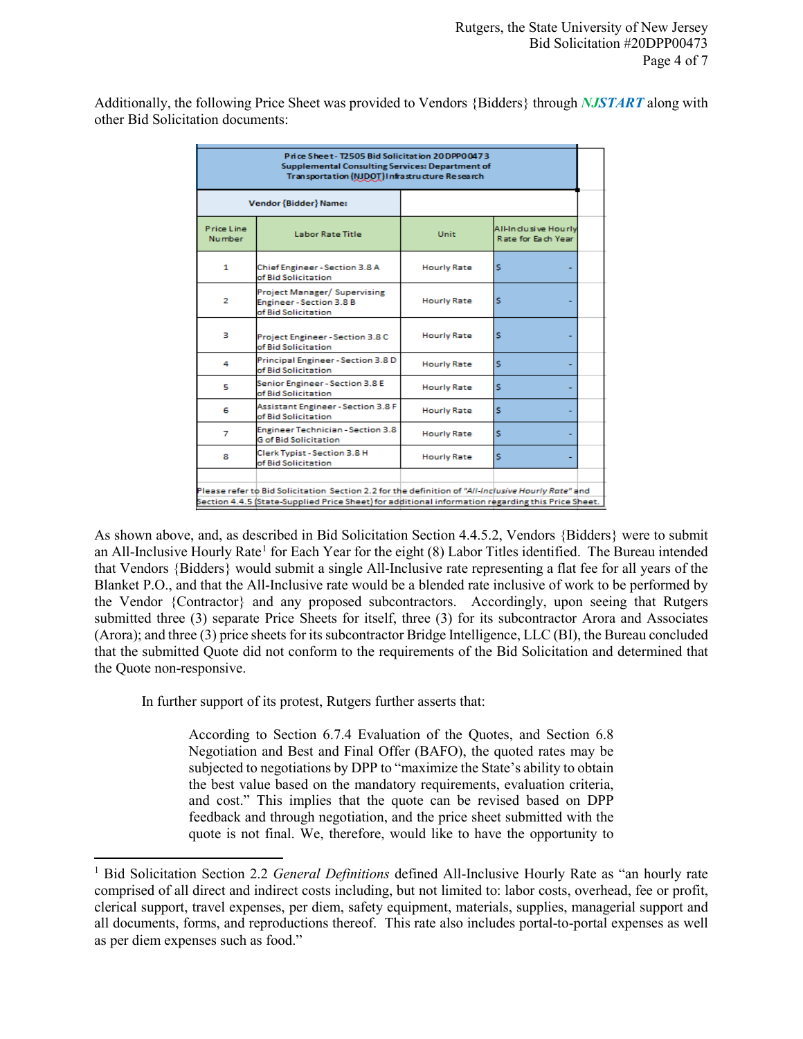Additionally, the following Price Sheet was provided to Vendors {Bidders} through ***NJSTART*** along with other Bid Solicitation documents:

| Price Sheet - T2505 Bid Solicitation 20DPP00473 Supplemental Consulting Services: Department of Transportation (NJDOT) Infrastructure Research | | | |
|---|---|---|---|
| Vendor {Bidder} Name: | | | |
| Price Line Number | Labor Rate Title | Unit | All-Inclusive Hourly Rate for Each Year |
| 1 | Chief Engineer - Section 3.8 A of Bid Solicitation | Hourly Rate | $ - |
| 2 | Project Manager/ Supervising Engineer - Section 3.8 B of Bid Solicitation | Hourly Rate | $ - |
| 3 | Project Engineer - Section 3.8 C of Bid Solicitation | Hourly Rate | $ - |
| 4 | Principal Engineer - Section 3.8 D of Bid Solicitation | Hourly Rate | $ - |
| 5 | Senior Engineer - Section 3.8 E of Bid Solicitation | Hourly Rate | $ - |
| 6 | Assistant Engineer - Section 3.8 F of Bid Solicitation | Hourly Rate | $ - |
| 7 | Engineer Technician - Section 3.8 G of Bid Solicitation | Hourly Rate | $ - |
| 8 | Clerk Typist - Section 3.8 H of Bid Solicitation | Hourly Rate | $ - |
| Please refer to Bid Solicitation Section 2.2 for the definition of *"All-Inclusive Hourly Rate"* and Section 4.4.5 (State-Supplied Price Sheet) for additional information regarding this Price Sheet. | | | |

As shown above, and, as described in Bid Solicitation Section 4.4.5.2, Vendors {Bidders} were to submit an All-Inclusive Hourly Rate[1] for Each Year for the eight (8) Labor Titles identified. The Bureau intended that Vendors {Bidders} would submit a single All-Inclusive rate representing a flat fee for all years of the Blanket P.O., and that the All-Inclusive rate would be a blended rate inclusive of work to be performed by the Vendor {Contractor} and any proposed subcontractors. Accordingly, upon seeing that Rutgers submitted three (3) separate Price Sheets for itself, three (3) for its subcontractor Arora and Associates (Arora); and three (3) price sheets for its subcontractor Bridge Intelligence, LLC (BI), the Bureau concluded that the submitted Quote did not conform to the requirements of the Bid Solicitation and determined that the Quote non-responsive.

In further support of its protest, Rutgers further asserts that:

> According to Section 6.7.4 Evaluation of the Quotes, and Section 6.8 Negotiation and Best and Final Offer (BAFO), the quoted rates may be subjected to negotiations by DPP to "maximize the State's ability to obtain the best value based on the mandatory requirements, evaluation criteria, and cost." This implies that the quote can be revised based on DPP feedback and through negotiation, and the price sheet submitted with the quote is not final. We, therefore, would like to have the opportunity to

---

[1] Bid Solicitation Section 2.2 *General Definitions* defined All-Inclusive Hourly Rate as "an hourly rate comprised of all direct and indirect costs including, but not limited to: labor costs, overhead, fee or profit, clerical support, travel expenses, per diem, safety equipment, materials, supplies, managerial support and all documents, forms, and reproductions thereof. This rate also includes portal-to-portal expenses as well as per diem expenses such as food."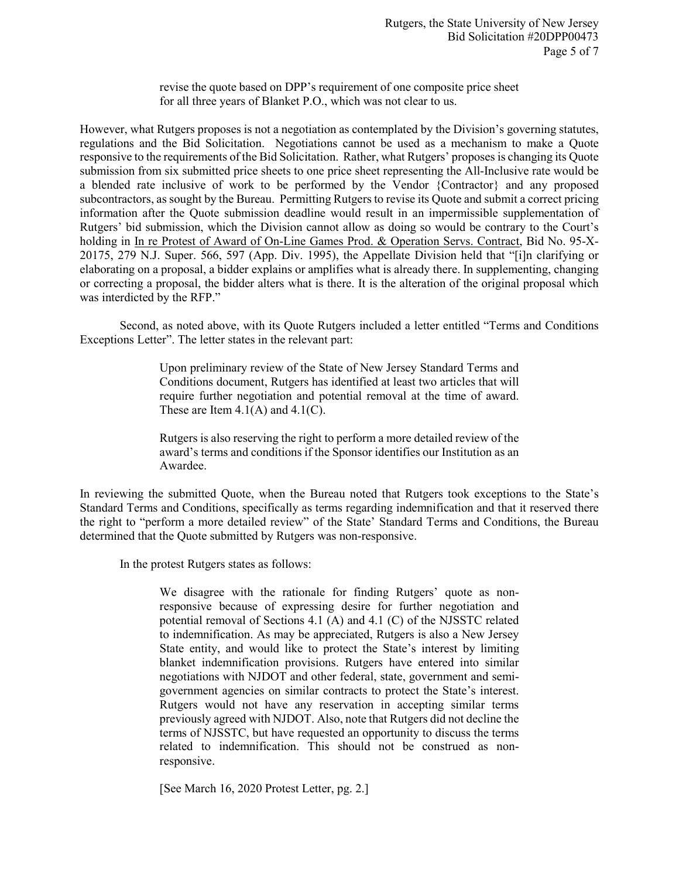> revise the quote based on DPP's requirement of one composite price sheet for all three years of Blanket P.O., which was not clear to us.

However, what Rutgers proposes is not a negotiation as contemplated by the Division's governing statutes, regulations and the Bid Solicitation. Negotiations cannot be used as a mechanism to make a Quote responsive to the requirements of the Bid Solicitation. Rather, what Rutgers' proposes is changing its Quote submission from six submitted price sheets to one price sheet representing the All-Inclusive rate would be a blended rate inclusive of work to be performed by the Vendor {Contractor} and any proposed subcontractors, as sought by the Bureau. Permitting Rutgers to revise its Quote and submit a correct pricing information after the Quote submission deadline would result in an impermissible supplementation of Rutgers' bid submission, which the Division cannot allow as doing so would be contrary to the Court's holding in In re Protest of Award of On-Line Games Prod. & Operation Servs. Contract, Bid No. 95-X-20175, 279 N.J. Super. 566, 597 (App. Div. 1995), the Appellate Division held that "[i]n clarifying or elaborating on a proposal, a bidder explains or amplifies what is already there. In supplementing, changing or correcting a proposal, the bidder alters what is there. It is the alteration of the original proposal which was interdicted by the RFP."

Second, as noted above, with its Quote Rutgers included a letter entitled "Terms and Conditions Exceptions Letter". The letter states in the relevant part:

> Upon preliminary review of the State of New Jersey Standard Terms and Conditions document, Rutgers has identified at least two articles that will require further negotiation and potential removal at the time of award. These are Item 4.1(A) and 4.1(C).
>
> Rutgers is also reserving the right to perform a more detailed review of the award's terms and conditions if the Sponsor identifies our Institution as an Awardee.

In reviewing the submitted Quote, when the Bureau noted that Rutgers took exceptions to the State's Standard Terms and Conditions, specifically as terms regarding indemnification and that it reserved there the right to "perform a more detailed review" of the State' Standard Terms and Conditions, the Bureau determined that the Quote submitted by Rutgers was non-responsive.

In the protest Rutgers states as follows:

> We disagree with the rationale for finding Rutgers' quote as non-responsive because of expressing desire for further negotiation and potential removal of Sections 4.1 (A) and 4.1 (C) of the NJSSTC related to indemnification. As may be appreciated, Rutgers is also a New Jersey State entity, and would like to protect the State's interest by limiting blanket indemnification provisions. Rutgers have entered into similar negotiations with NJDOT and other federal, state, government and semi-government agencies on similar contracts to protect the State's interest. Rutgers would not have any reservation in accepting similar terms previously agreed with NJDOT. Also, note that Rutgers did not decline the terms of NJSSTC, but have requested an opportunity to discuss the terms related to indemnification. This should not be construed as non-responsive.
>
> [See March 16, 2020 Protest Letter, pg. 2.]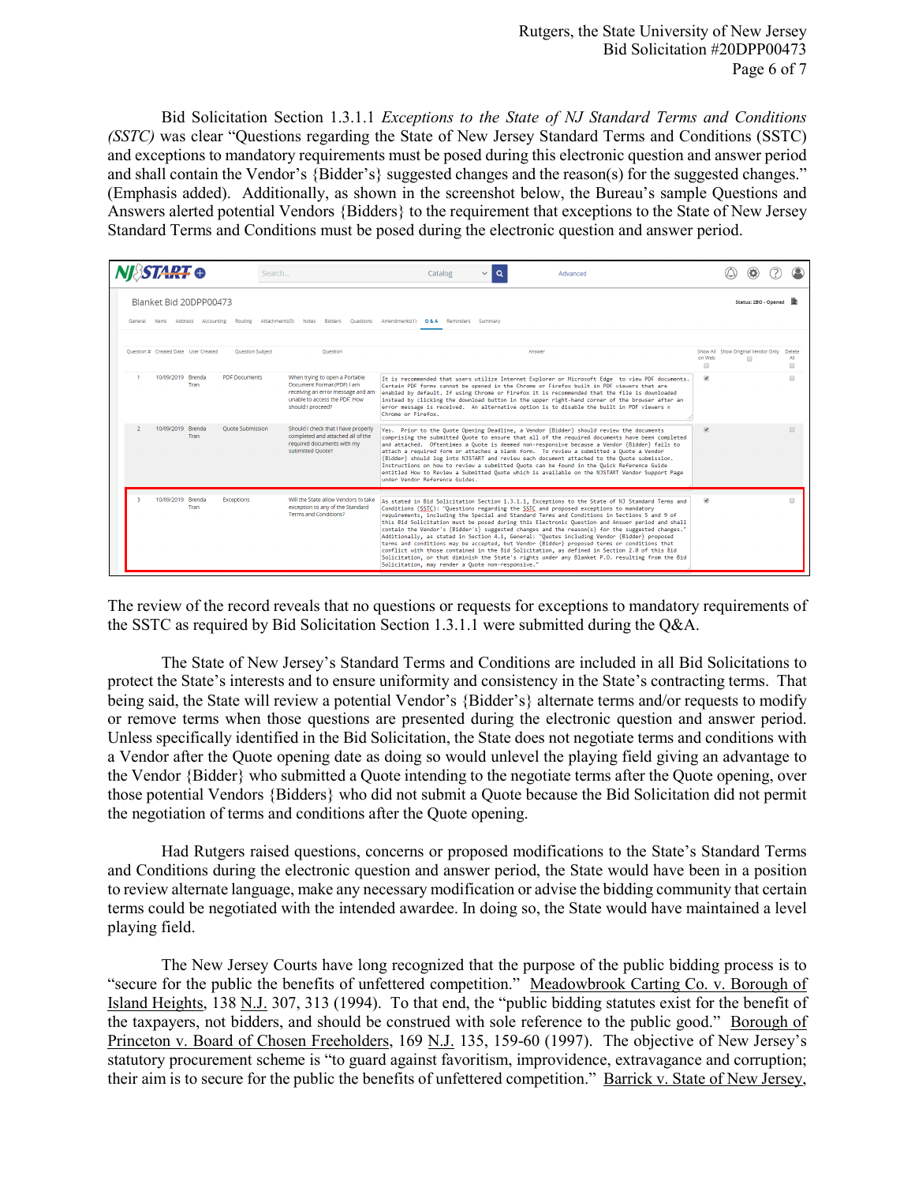Bid Solicitation Section 1.3.1.1 *Exceptions to the State of NJ Standard Terms and Conditions (SSTC)* was clear "Questions regarding the State of New Jersey Standard Terms and Conditions (SSTC) and exceptions to mandatory requirements must be posed during this electronic question and answer period and shall contain the Vendor's {Bidder's} suggested changes and the reason(s) for the suggested changes." (Emphasis added). Additionally, as shown in the screenshot below, the Bureau's sample Questions and Answers alerted potential Vendors {Bidders} to the requirement that exceptions to the State of New Jersey Standard Terms and Conditions must be posed during the electronic question and answer period.

NJSTART

Blanket Bid 20DPP00473 — Status: 2BO - Opened

General | Items | Address | Accounting | Routing | Attachments(5) | Notes | Bidders | Questions | Amendments(1) | Q & A | Reminders | Summary

| Question # | Created Date | User Created | Question Subject | Question | Answer | Show All on Web | Show Original Vendor Only | Delete All |
|---|---|---|---|---|---|---|---|---|
| 1 | 10/09/2019 | Brenda Tran | PDF Documents | When trying to open a Portable Document Format (PDF) I am receiving an error message and am unable to access the PDF. How should I proceed? | It is recommended that users utilize Internet Explorer or Microsoft Edge to view PDF documents. Certain PDF forms cannot be opened in the Chrome or Firefox built in PDF viewers that are enabled by default. If using Chrome or Firefox it is recommended that the file is downloaded instead by clicking the download button in the upper right-hand corner of the browser after an error message is received. An alternative option is to disable the built in PDF viewers n Chrome or Firefox. | ☑ | ☐ | ☐ |
| 2 | 10/09/2019 | Brenda Tran | Quote Submission | Should I check that I have properly completed and attached all of the required documents with my submitted Quote? | Yes. Prior to the Quote Opening Deadline, a Vendor {Bidder} should review the documents comprising the submitted Quote to ensure that all of the required documents have been completed and attached. Oftentimes a Quote is deemed non-responsive because a Vendor {Bidder} fails to attach a required form or attaches a blank form. To review a submitted Quote a Vendor {Bidder} should log into NJSTART and review each document attached to the Quote submission. Instructions on how to review a submitted Quote can be found in the Quick Reference Guide entitled How to Review a Submitted Quote which is available on the NJSTART Vendor Support Page under Vendor Reference Guides. | ☑ | | ☐ |
| 3 | 10/09/2019 | Brenda Tran | Exceptions | Will the State allow Vendors to take exception to any of the Standard Terms and Conditions? | As stated in Bid Solicitation Section 1.3.1.1, Exceptions to the State of NJ Standard Terms and Conditions (SSTC): "Questions regarding the SSTC and proposed exceptions to mandatory requirements, including the Special and Standard Terms and Conditions in Sections 5 and 9 of this Bid Solicitation must be posed during this Electronic Question and Answer period and shall contain the Vendor's {Bidder's} suggested changes and the reason(s) for the suggested changes." Additionally, as stated in Section 4.1, General: "Quotes including Vendor {Bidder} proposed terms and conditions may be accepted, but Vendor {Bidder} proposed terms or conditions that conflict with those contained in the Bid Solicitation, as defined in Section 2.0 of this Bid Solicitation, or that diminish the State's rights under any Blanket P.O. resulting from the Bid Solicitation, may render a Quote non-responsive." | ☑ | | ☐ |

The review of the record reveals that no questions or requests for exceptions to mandatory requirements of the SSTC as required by Bid Solicitation Section 1.3.1.1 were submitted during the Q&A.

The State of New Jersey's Standard Terms and Conditions are included in all Bid Solicitations to protect the State's interests and to ensure uniformity and consistency in the State's contracting terms. That being said, the State will review a potential Vendor's {Bidder's} alternate terms and/or requests to modify or remove terms when those questions are presented during the electronic question and answer period. Unless specifically identified in the Bid Solicitation, the State does not negotiate terms and conditions with a Vendor after the Quote opening date as doing so would unlevel the playing field giving an advantage to the Vendor {Bidder} who submitted a Quote intending to the negotiate terms after the Quote opening, over those potential Vendors {Bidders} who did not submit a Quote because the Bid Solicitation did not permit the negotiation of terms and conditions after the Quote opening.

Had Rutgers raised questions, concerns or proposed modifications to the State's Standard Terms and Conditions during the electronic question and answer period, the State would have been in a position to review alternate language, make any necessary modification or advise the bidding community that certain terms could be negotiated with the intended awardee. In doing so, the State would have maintained a level playing field.

The New Jersey Courts have long recognized that the purpose of the public bidding process is to "secure for the public the benefits of unfettered competition." Meadowbrook Carting Co. v. Borough of Island Heights, 138 N.J. 307, 313 (1994). To that end, the "public bidding statutes exist for the benefit of the taxpayers, not bidders, and should be construed with sole reference to the public good." Borough of Princeton v. Board of Chosen Freeholders, 169 N.J. 135, 159-60 (1997). The objective of New Jersey's statutory procurement scheme is "to guard against favoritism, improvidence, extravagance and corruption; their aim is to secure for the public the benefits of unfettered competition." Barrick v. State of New Jersey,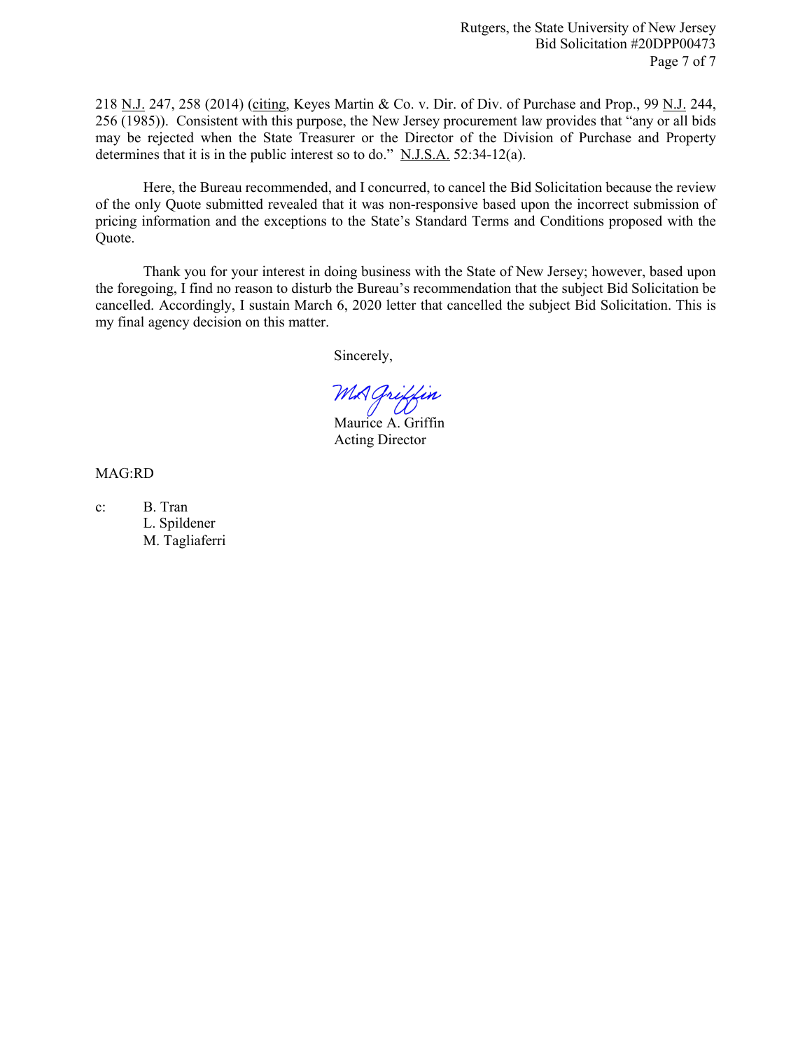218 N.J. 247, 258 (2014) (citing, Keyes Martin & Co. v. Dir. of Div. of Purchase and Prop., 99 N.J. 244, 256 (1985)). Consistent with this purpose, the New Jersey procurement law provides that "any or all bids may be rejected when the State Treasurer or the Director of the Division of Purchase and Property determines that it is in the public interest so to do." N.J.S.A. 52:34-12(a).

Here, the Bureau recommended, and I concurred, to cancel the Bid Solicitation because the review of the only Quote submitted revealed that it was non-responsive based upon the incorrect submission of pricing information and the exceptions to the State's Standard Terms and Conditions proposed with the Quote.

Thank you for your interest in doing business with the State of New Jersey; however, based upon the foregoing, I find no reason to disturb the Bureau's recommendation that the subject Bid Solicitation be cancelled. Accordingly, I sustain March 6, 2020 letter that cancelled the subject Bid Solicitation. This is my final agency decision on this matter.

Sincerely,

MA Griffin

Maurice A. Griffin
Acting Director

MAG:RD

c: B. Tran
L. Spildener
M. Tagliaferri